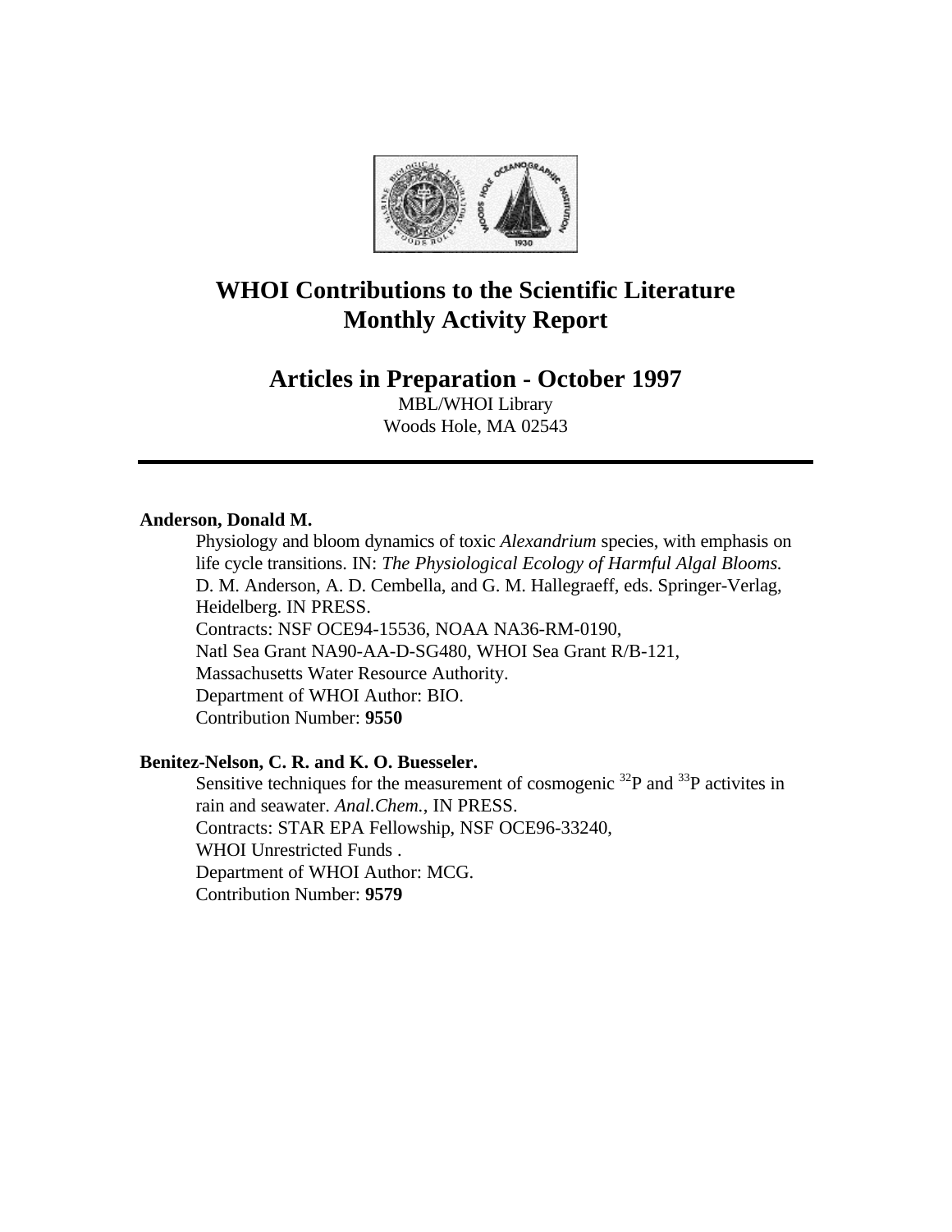# WHOI Contributions to the Scientific Literature
# Monthly Activity Report

## Articles in Preparation - October 1997

MBL/WHOI Library
Woods Hole, MA 02543

---

**Anderson, Donald M.**

Physiology and bloom dynamics of toxic *Alexandrium* species, with emphasis on life cycle transitions. IN: *The Physiological Ecology of Harmful Algal Blooms.* D. M. Anderson, A. D. Cembella, and G. M. Hallegraeff, eds. Springer-Verlag, Heidelberg. IN PRESS.
Contracts: NSF OCE94-15536, NOAA NA36-RM-0190,
Natl Sea Grant NA90-AA-D-SG480, WHOI Sea Grant R/B-121,
Massachusetts Water Resource Authority.
Department of WHOI Author: BIO.
Contribution Number: **9550**

**Benitez-Nelson, C. R. and K. O. Buesseler.**

Sensitive techniques for the measurement of cosmogenic $^{32}P$ and $^{33}P$ activites in rain and seawater. *Anal.Chem.*, IN PRESS.
Contracts: STAR EPA Fellowship, NSF OCE96-33240,
WHOI Unrestricted Funds .
Department of WHOI Author: MCG.
Contribution Number: **9579**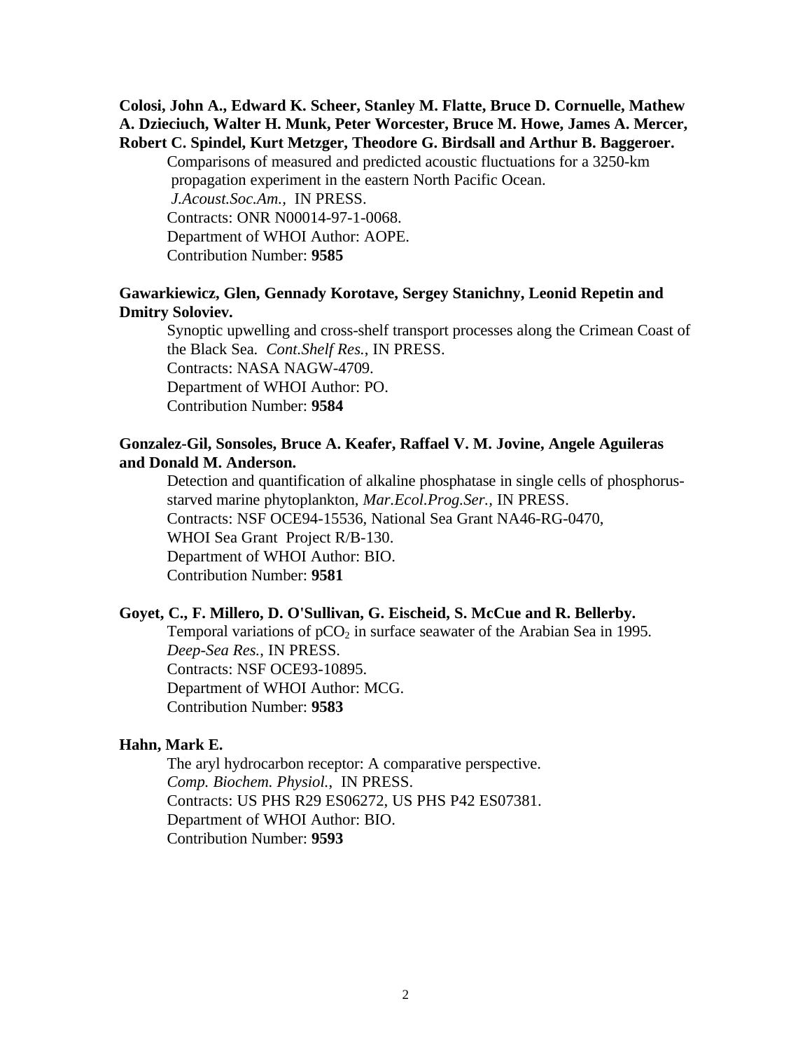**Colosi, John A., Edward K. Scheer, Stanley M. Flatte, Bruce D. Cornuelle, Mathew A. Dzieciuch, Walter H. Munk, Peter Worcester, Bruce M. Howe, James A. Mercer, Robert C. Spindel, Kurt Metzger, Theodore G. Birdsall and Arthur B. Baggeroer.**

Comparisons of measured and predicted acoustic fluctuations for a 3250-km propagation experiment in the eastern North Pacific Ocean.
*J.Acoust.Soc.Am.*, IN PRESS.
Contracts: ONR N00014-97-1-0068.
Department of WHOI Author: AOPE.
Contribution Number: **9585**

**Gawarkiewicz, Glen, Gennady Korotave, Sergey Stanichny, Leonid Repetin and Dmitry Soloviev.**

Synoptic upwelling and cross-shelf transport processes along the Crimean Coast of the Black Sea. *Cont.Shelf Res.*, IN PRESS.
Contracts: NASA NAGW-4709.
Department of WHOI Author: PO.
Contribution Number: **9584**

**Gonzalez-Gil, Sonsoles, Bruce A. Keafer, Raffael V. M. Jovine, Angele Aguileras and Donald M. Anderson.**

Detection and quantification of alkaline phosphatase in single cells of phosphorus-starved marine phytoplankton, *Mar.Ecol.Prog.Ser.*, IN PRESS.
Contracts: NSF OCE94-15536, National Sea Grant NA46-RG-0470, WHOI Sea Grant Project R/B-130.
Department of WHOI Author: BIO.
Contribution Number: **9581**

**Goyet, C., F. Millero, D. O'Sullivan, G. Eischeid, S. McCue and R. Bellerby.**

Temporal variations of $pCO_2$ in surface seawater of the Arabian Sea in 1995.
*Deep-Sea Res.*, IN PRESS.
Contracts: NSF OCE93-10895.
Department of WHOI Author: MCG.
Contribution Number: **9583**

**Hahn, Mark E.**

The aryl hydrocarbon receptor: A comparative perspective.
*Comp. Biochem. Physiol.*, IN PRESS.
Contracts: US PHS R29 ES06272, US PHS P42 ES07381.
Department of WHOI Author: BIO.
Contribution Number: **9593**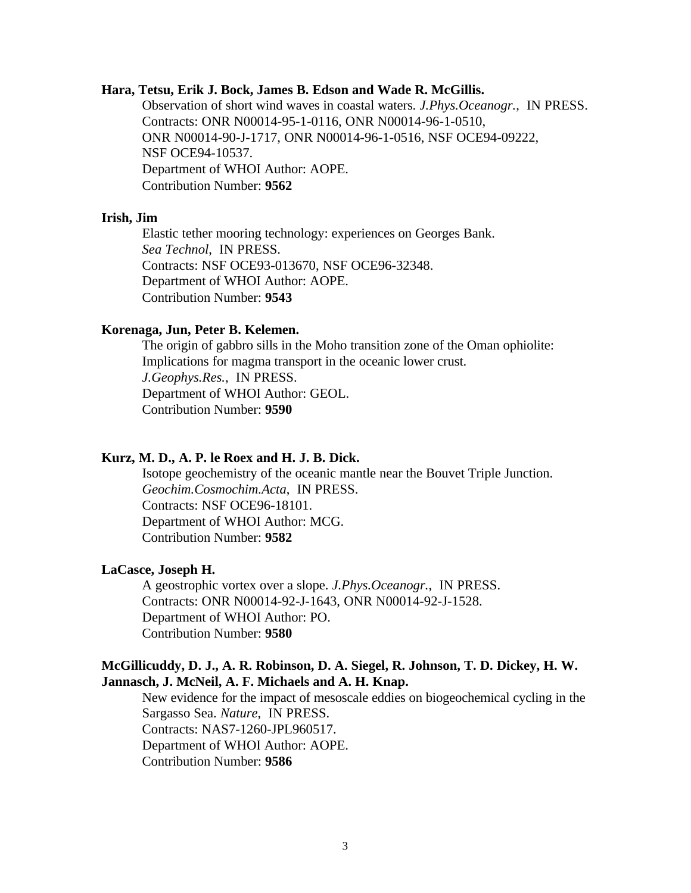**Hara, Tetsu, Erik J. Bock, James B. Edson and Wade R. McGillis.**

Observation of short wind waves in coastal waters. *J.Phys.Oceanogr.*, IN PRESS.
Contracts: ONR N00014-95-1-0116, ONR N00014-96-1-0510,
ONR N00014-90-J-1717, ONR N00014-96-1-0516, NSF OCE94-09222,
NSF OCE94-10537.
Department of WHOI Author: AOPE.
Contribution Number: **9562**

**Irish, Jim**

Elastic tether mooring technology: experiences on Georges Bank.
*Sea Technol*, IN PRESS.
Contracts: NSF OCE93-013670, NSF OCE96-32348.
Department of WHOI Author: AOPE.
Contribution Number: **9543**

**Korenaga, Jun, Peter B. Kelemen.**

The origin of gabbro sills in the Moho transition zone of the Oman ophiolite:
Implications for magma transport in the oceanic lower crust.
*J.Geophys.Res.*, IN PRESS.
Department of WHOI Author: GEOL.
Contribution Number: **9590**

**Kurz, M. D., A. P. le Roex and H. J. B. Dick.**

Isotope geochemistry of the oceanic mantle near the Bouvet Triple Junction.
*Geochim.Cosmochim.Acta*, IN PRESS.
Contracts: NSF OCE96-18101.
Department of WHOI Author: MCG.
Contribution Number: **9582**

**LaCasce, Joseph H.**

A geostrophic vortex over a slope. *J.Phys.Oceanogr.*, IN PRESS.
Contracts: ONR N00014-92-J-1643, ONR N00014-92-J-1528.
Department of WHOI Author: PO.
Contribution Number: **9580**

**McGillicuddy, D. J., A. R. Robinson, D. A. Siegel, R. Johnson, T. D. Dickey, H. W. Jannasch, J. McNeil, A. F. Michaels and A. H. Knap.**

New evidence for the impact of mesoscale eddies on biogeochemical cycling in the Sargasso Sea. *Nature*, IN PRESS.
Contracts: NAS7-1260-JPL960517.
Department of WHOI Author: AOPE.
Contribution Number: **9586**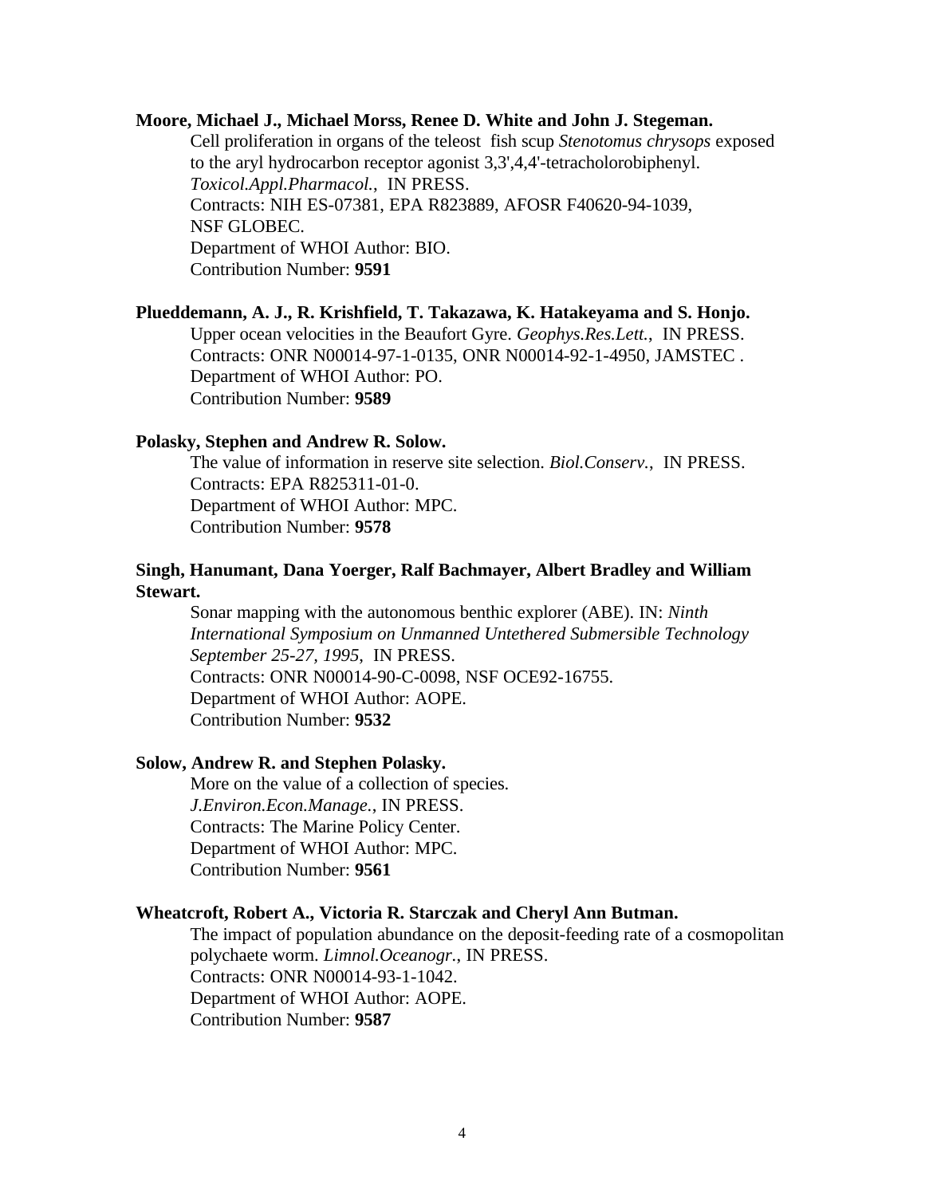**Moore, Michael J., Michael Morss, Renee D. White and John J. Stegeman.**
Cell proliferation in organs of the teleost fish scup *Stenotomus chrysops* exposed to the aryl hydrocarbon receptor agonist 3,3',4,4'-tetracholorobiphenyl. *Toxicol.Appl.Pharmacol.*, IN PRESS.
Contracts: NIH ES-07381, EPA R823889, AFOSR F40620-94-1039, NSF GLOBEC.
Department of WHOI Author: BIO.
Contribution Number: **9591**

**Plueddemann, A. J., R. Krishfield, T. Takazawa, K. Hatakeyama and S. Honjo.**
Upper ocean velocities in the Beaufort Gyre. *Geophys.Res.Lett.*, IN PRESS.
Contracts: ONR N00014-97-1-0135, ONR N00014-92-1-4950, JAMSTEC .
Department of WHOI Author: PO.
Contribution Number: **9589**

**Polasky, Stephen and Andrew R. Solow.**
The value of information in reserve site selection. *Biol.Conserv.*, IN PRESS.
Contracts: EPA R825311-01-0.
Department of WHOI Author: MPC.
Contribution Number: **9578**

**Singh, Hanumant, Dana Yoerger, Ralf Bachmayer, Albert Bradley and William Stewart.**
Sonar mapping with the autonomous benthic explorer (ABE). IN: *Ninth International Symposium on Unmanned Untethered Submersible Technology September 25-27, 1995*, IN PRESS.
Contracts: ONR N00014-90-C-0098, NSF OCE92-16755.
Department of WHOI Author: AOPE.
Contribution Number: **9532**

**Solow, Andrew R. and Stephen Polasky.**
More on the value of a collection of species.
*J.Environ.Econ.Manage.*, IN PRESS.
Contracts: The Marine Policy Center.
Department of WHOI Author: MPC.
Contribution Number: **9561**

**Wheatcroft, Robert A., Victoria R. Starczak and Cheryl Ann Butman.**
The impact of population abundance on the deposit-feeding rate of a cosmopolitan polychaete worm. *Limnol.Oceanogr.*, IN PRESS.
Contracts: ONR N00014-93-1-1042.
Department of WHOI Author: AOPE.
Contribution Number: **9587**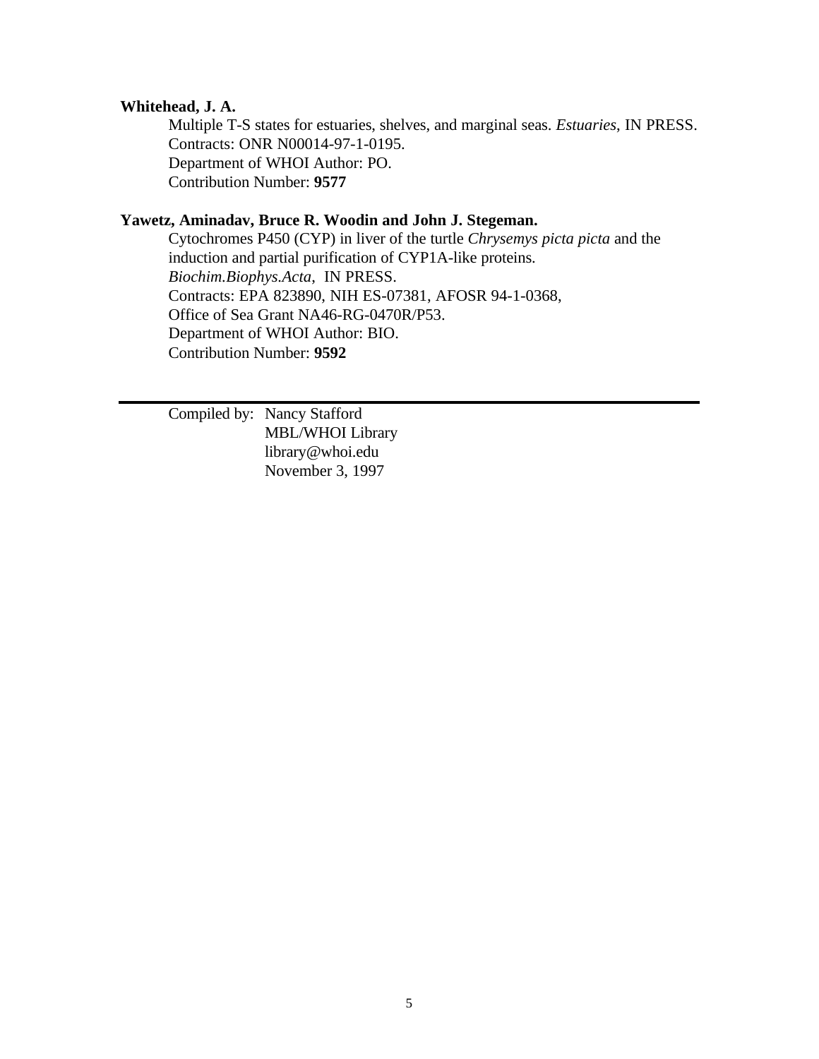**Whitehead, J. A.**

Multiple T-S states for estuaries, shelves, and marginal seas. *Estuaries*, IN PRESS.
Contracts: ONR N00014-97-1-0195.
Department of WHOI Author: PO.
Contribution Number: **9577**

**Yawetz, Aminadav, Bruce R. Woodin and John J. Stegeman.**

Cytochromes P450 (CYP) in liver of the turtle *Chrysemys picta picta* and the induction and partial purification of CYP1A-like proteins.
*Biochim.Biophys.Acta*, IN PRESS.
Contracts: EPA 823890, NIH ES-07381, AFOSR 94-1-0368, Office of Sea Grant NA46-RG-0470R/P53.
Department of WHOI Author: BIO.
Contribution Number: **9592**

---

Compiled by: Nancy Stafford
MBL/WHOI Library
library@whoi.edu
November 3, 1997